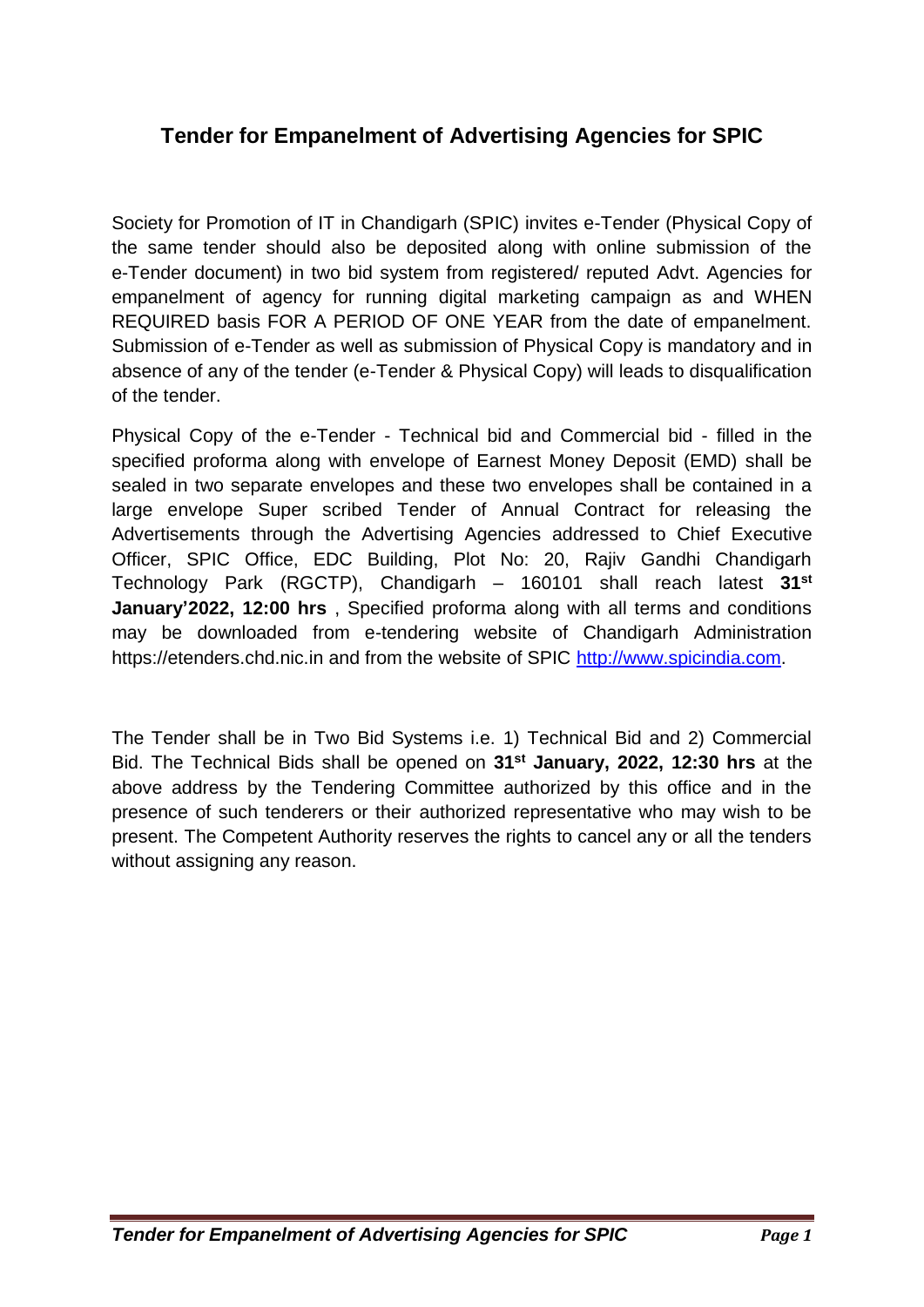# Tender for Empanelment of Advertising Agencies for SPIC

Society for Promotion of IT in Chandigarh (SPIC) invites e-Tender (Physical Copy of the same tender should also be deposited along with online submission of the e-Tender document) in two bid system from registered/ reputed Advt. Agencies for empanelment of agency for running digital marketing campaign as and WHEN REQUIRED basis FOR A PERIOD OF ONE YEAR from the date of empanelment. Submission of e-Tender as well as submission of Physical Copy is mandatory and in absence of any of the tender (e-Tender & Physical Copy) will leads to disqualification of the tender.

Physical Copy of the e-Tender - Technical bid and Commercial bid - filled in the specified proforma along with envelope of Earnest Money Deposit (EMD) shall be sealed in two separate envelopes and these two envelopes shall be contained in a large envelope Super scribed Tender of Annual Contract for releasing the Advertisements through the Advertising Agencies addressed to Chief Executive Officer, SPIC Office, EDC Building, Plot No: 20, Rajiv Gandhi Chandigarh Technology Park (RGCTP), Chandigarh – 160101 shall reach latest **31st January'2022, 12:00 hrs** , Specified proforma along with all terms and conditions may be downloaded from e-tendering website of Chandigarh Administration https://etenders.chd.nic.in and from the website of SPIC http://www.spicindia.com.

The Tender shall be in Two Bid Systems i.e. 1) Technical Bid and 2) Commercial Bid. The Technical Bids shall be opened on **31st January, 2022, 12:30 hrs** at the above address by the Tendering Committee authorized by this office and in the presence of such tenderers or their authorized representative who may wish to be present. The Competent Authority reserves the rights to cancel any or all the tenders without assigning any reason.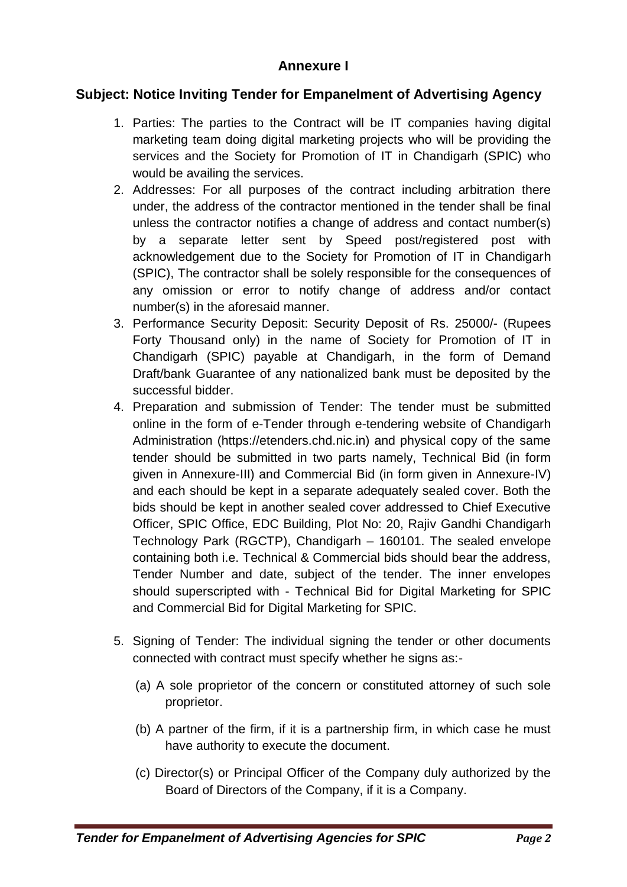## Annexure I

### Subject: Notice Inviting Tender for Empanelment of Advertising Agency

1. Parties: The parties to the Contract will be IT companies having digital marketing team doing digital marketing projects who will be providing the services and the Society for Promotion of IT in Chandigarh (SPIC) who would be availing the services.
2. Addresses: For all purposes of the contract including arbitration there under, the address of the contractor mentioned in the tender shall be final unless the contractor notifies a change of address and contact number(s) by a separate letter sent by Speed post/registered post with acknowledgement due to the Society for Promotion of IT in Chandigarh (SPIC), The contractor shall be solely responsible for the consequences of any omission or error to notify change of address and/or contact number(s) in the aforesaid manner.
3. Performance Security Deposit: Security Deposit of Rs. 25000/- (Rupees Forty Thousand only) in the name of Society for Promotion of IT in Chandigarh (SPIC) payable at Chandigarh, in the form of Demand Draft/bank Guarantee of any nationalized bank must be deposited by the successful bidder.
4. Preparation and submission of Tender: The tender must be submitted online in the form of e-Tender through e-tendering website of Chandigarh Administration (https://etenders.chd.nic.in) and physical copy of the same tender should be submitted in two parts namely, Technical Bid (in form given in Annexure-III) and Commercial Bid (in form given in Annexure-IV) and each should be kept in a separate adequately sealed cover. Both the bids should be kept in another sealed cover addressed to Chief Executive Officer, SPIC Office, EDC Building, Plot No: 20, Rajiv Gandhi Chandigarh Technology Park (RGCTP), Chandigarh – 160101. The sealed envelope containing both i.e. Technical & Commercial bids should bear the address, Tender Number and date, subject of the tender. The inner envelopes should superscripted with - Technical Bid for Digital Marketing for SPIC and Commercial Bid for Digital Marketing for SPIC.
5. Signing of Tender: The individual signing the tender or other documents connected with contract must specify whether he signs as:-

   (a) A sole proprietor of the concern or constituted attorney of such sole proprietor.

   (b) A partner of the firm, if it is a partnership firm, in which case he must have authority to execute the document.

   (c) Director(s) or Principal Officer of the Company duly authorized by the Board of Directors of the Company, if it is a Company.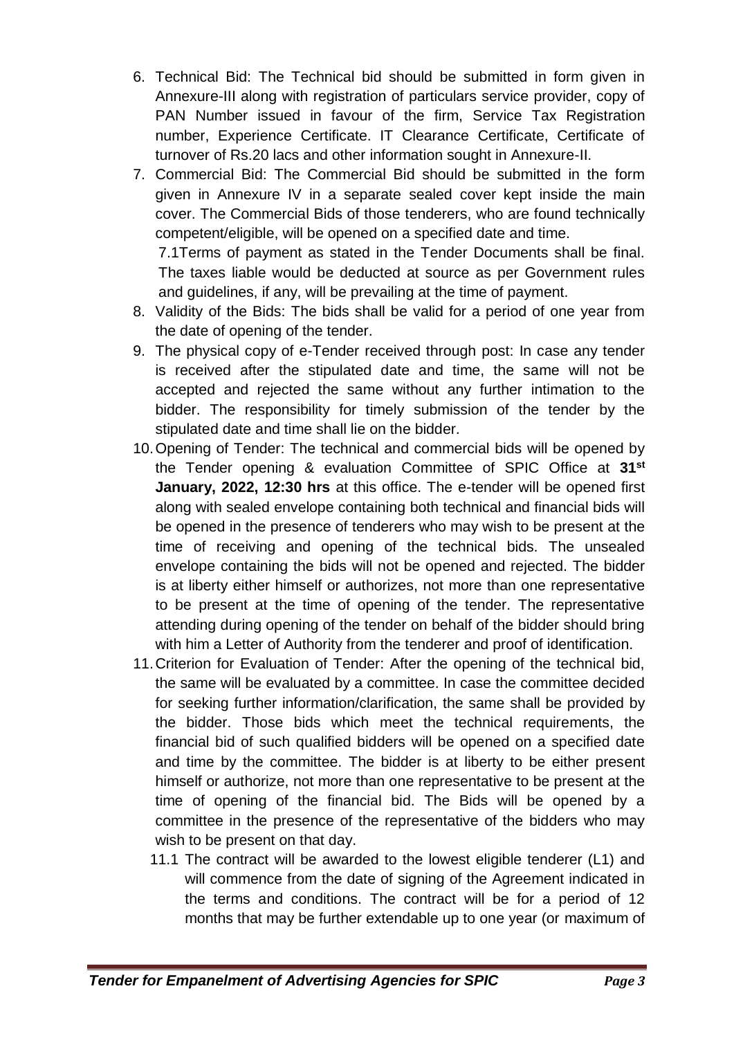6. Technical Bid: The Technical bid should be submitted in form given in Annexure-III along with registration of particulars service provider, copy of PAN Number issued in favour of the firm, Service Tax Registration number, Experience Certificate. IT Clearance Certificate, Certificate of turnover of Rs.20 lacs and other information sought in Annexure-II.
7. Commercial Bid: The Commercial Bid should be submitted in the form given in Annexure IV in a separate sealed cover kept inside the main cover. The Commercial Bids of those tenderers, who are found technically competent/eligible, will be opened on a specified date and time.

   7.1Terms of payment as stated in the Tender Documents shall be final. The taxes liable would be deducted at source as per Government rules and guidelines, if any, will be prevailing at the time of payment.
8. Validity of the Bids: The bids shall be valid for a period of one year from the date of opening of the tender.
9. The physical copy of e-Tender received through post: In case any tender is received after the stipulated date and time, the same will not be accepted and rejected the same without any further intimation to the bidder. The responsibility for timely submission of the tender by the stipulated date and time shall lie on the bidder.
10. Opening of Tender: The technical and commercial bids will be opened by the Tender opening & evaluation Committee of SPIC Office at **31st January, 2022, 12:30 hrs** at this office. The e-tender will be opened first along with sealed envelope containing both technical and financial bids will be opened in the presence of tenderers who may wish to be present at the time of receiving and opening of the technical bids. The unsealed envelope containing the bids will not be opened and rejected. The bidder is at liberty either himself or authorizes, not more than one representative to be present at the time of opening of the tender. The representative attending during opening of the tender on behalf of the bidder should bring with him a Letter of Authority from the tenderer and proof of identification.
11. Criterion for Evaluation of Tender: After the opening of the technical bid, the same will be evaluated by a committee. In case the committee decided for seeking further information/clarification, the same shall be provided by the bidder. Those bids which meet the technical requirements, the financial bid of such qualified bidders will be opened on a specified date and time by the committee. The bidder is at liberty to be either present himself or authorize, not more than one representative to be present at the time of opening of the financial bid. The Bids will be opened by a committee in the presence of the representative of the bidders who may wish to be present on that day.

    11.1 The contract will be awarded to the lowest eligible tenderer (L1) and will commence from the date of signing of the Agreement indicated in the terms and conditions. The contract will be for a period of 12 months that may be further extendable up to one year (or maximum of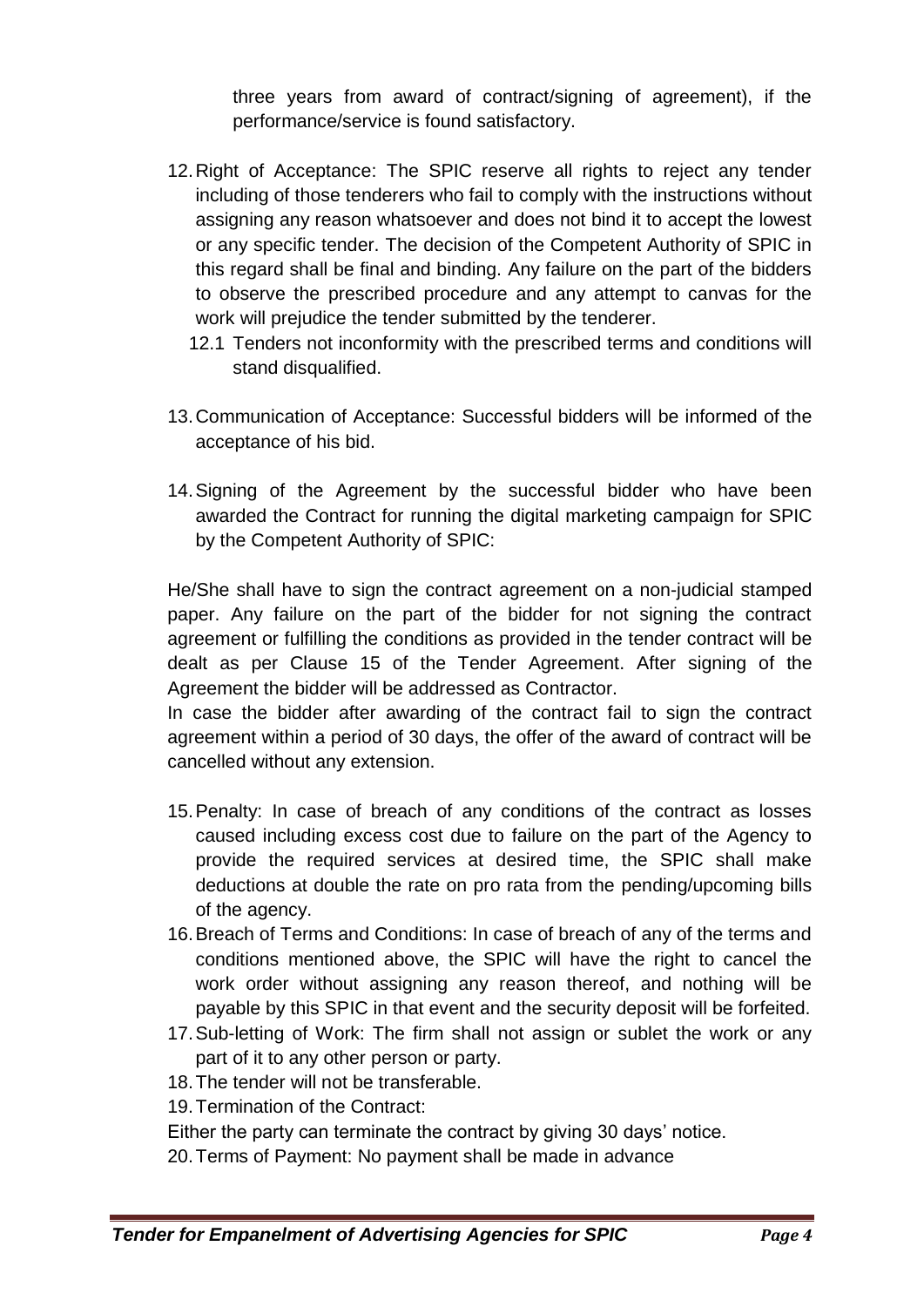three years from award of contract/signing of agreement), if the performance/service is found satisfactory.

12. Right of Acceptance: The SPIC reserve all rights to reject any tender including of those tenderers who fail to comply with the instructions without assigning any reason whatsoever and does not bind it to accept the lowest or any specific tender. The decision of the Competent Authority of SPIC in this regard shall be final and binding. Any failure on the part of the bidders to observe the prescribed procedure and any attempt to canvas for the work will prejudice the tender submitted by the tenderer.
    12.1 Tenders not inconformity with the prescribed terms and conditions will stand disqualified.

13. Communication of Acceptance: Successful bidders will be informed of the acceptance of his bid.

14. Signing of the Agreement by the successful bidder who have been awarded the Contract for running the digital marketing campaign for SPIC by the Competent Authority of SPIC:

He/She shall have to sign the contract agreement on a non-judicial stamped paper. Any failure on the part of the bidder for not signing the contract agreement or fulfilling the conditions as provided in the tender contract will be dealt as per Clause 15 of the Tender Agreement. After signing of the Agreement the bidder will be addressed as Contractor.

In case the bidder after awarding of the contract fail to sign the contract agreement within a period of 30 days, the offer of the award of contract will be cancelled without any extension.

15. Penalty: In case of breach of any conditions of the contract as losses caused including excess cost due to failure on the part of the Agency to provide the required services at desired time, the SPIC shall make deductions at double the rate on pro rata from the pending/upcoming bills of the agency.
16. Breach of Terms and Conditions: In case of breach of any of the terms and conditions mentioned above, the SPIC will have the right to cancel the work order without assigning any reason thereof, and nothing will be payable by this SPIC in that event and the security deposit will be forfeited.
17. Sub-letting of Work: The firm shall not assign or sublet the work or any part of it to any other person or party.
18. The tender will not be transferable.
19. Termination of the Contract:

Either the party can terminate the contract by giving 30 days' notice.

20. Terms of Payment: No payment shall be made in advance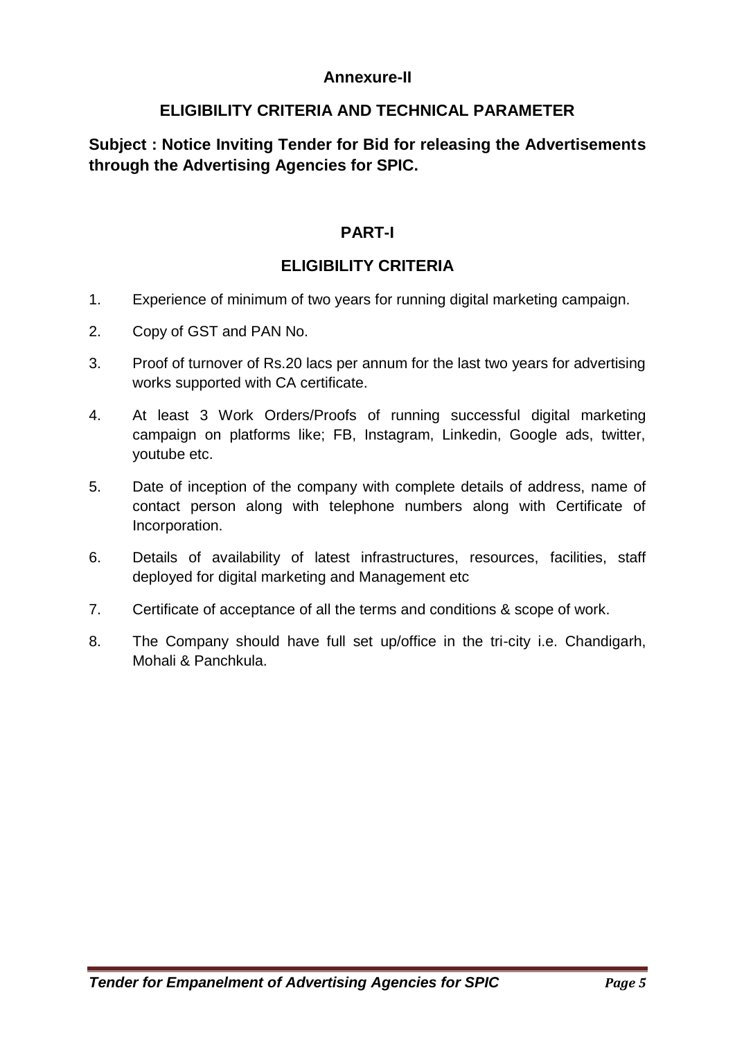**Annexure-II**

## ELIGIBILITY CRITERIA AND TECHNICAL PARAMETER

**Subject : Notice Inviting Tender for Bid for releasing the Advertisements through the Advertising Agencies for SPIC.**

### PART-I

### ELIGIBILITY CRITERIA

1. Experience of minimum of two years for running digital marketing campaign.
2. Copy of GST and PAN No.
3. Proof of turnover of Rs.20 lacs per annum for the last two years for advertising works supported with CA certificate.
4. At least 3 Work Orders/Proofs of running successful digital marketing campaign on platforms like; FB, Instagram, Linkedin, Google ads, twitter, youtube etc.
5. Date of inception of the company with complete details of address, name of contact person along with telephone numbers along with Certificate of Incorporation.
6. Details of availability of latest infrastructures, resources, facilities, staff deployed for digital marketing and Management etc
7. Certificate of acceptance of all the terms and conditions & scope of work.
8. The Company should have full set up/office in the tri-city i.e. Chandigarh, Mohali & Panchkula.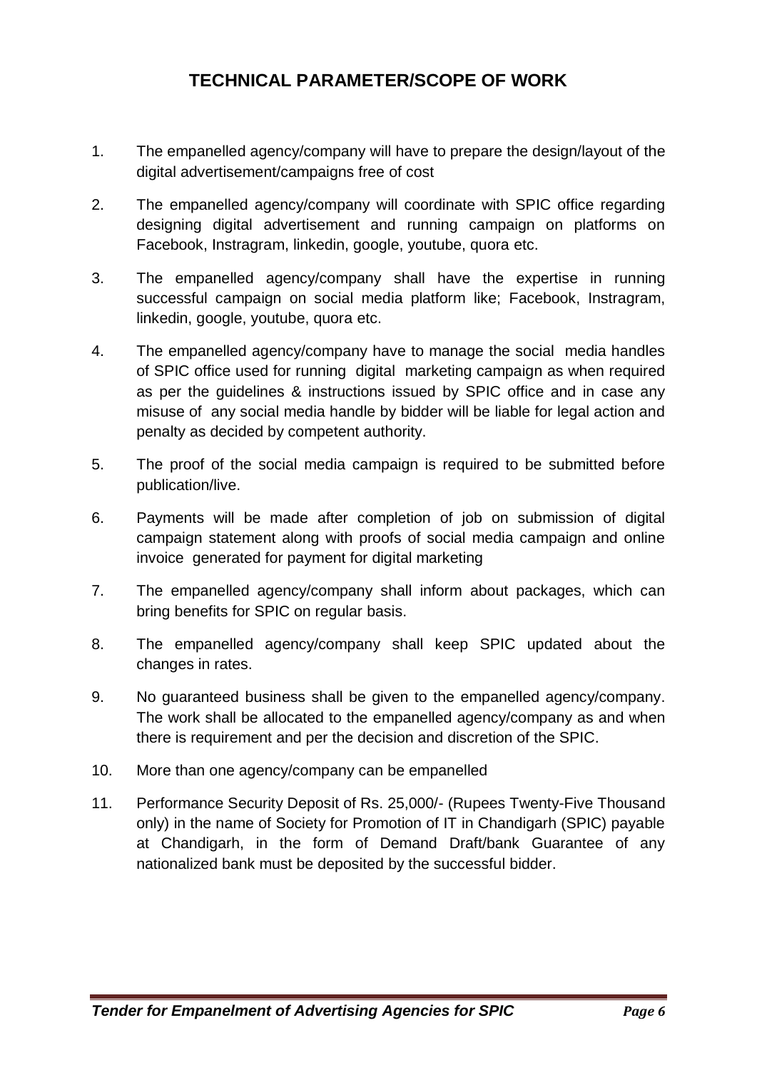# TECHNICAL PARAMETER/SCOPE OF WORK

1. The empanelled agency/company will have to prepare the design/layout of the digital advertisement/campaigns free of cost
2. The empanelled agency/company will coordinate with SPIC office regarding designing digital advertisement and running campaign on platforms on Facebook, Instragram, linkedin, google, youtube, quora etc.
3. The empanelled agency/company shall have the expertise in running successful campaign on social media platform like; Facebook, Instragram, linkedin, google, youtube, quora etc.
4. The empanelled agency/company have to manage the social media handles of SPIC office used for running digital marketing campaign as when required as per the guidelines & instructions issued by SPIC office and in case any misuse of any social media handle by bidder will be liable for legal action and penalty as decided by competent authority.
5. The proof of the social media campaign is required to be submitted before publication/live.
6. Payments will be made after completion of job on submission of digital campaign statement along with proofs of social media campaign and online invoice generated for payment for digital marketing
7. The empanelled agency/company shall inform about packages, which can bring benefits for SPIC on regular basis.
8. The empanelled agency/company shall keep SPIC updated about the changes in rates.
9. No guaranteed business shall be given to the empanelled agency/company. The work shall be allocated to the empanelled agency/company as and when there is requirement and per the decision and discretion of the SPIC.
10. More than one agency/company can be empanelled
11. Performance Security Deposit of Rs. 25,000/- (Rupees Twenty-Five Thousand only) in the name of Society for Promotion of IT in Chandigarh (SPIC) payable at Chandigarh, in the form of Demand Draft/bank Guarantee of any nationalized bank must be deposited by the successful bidder.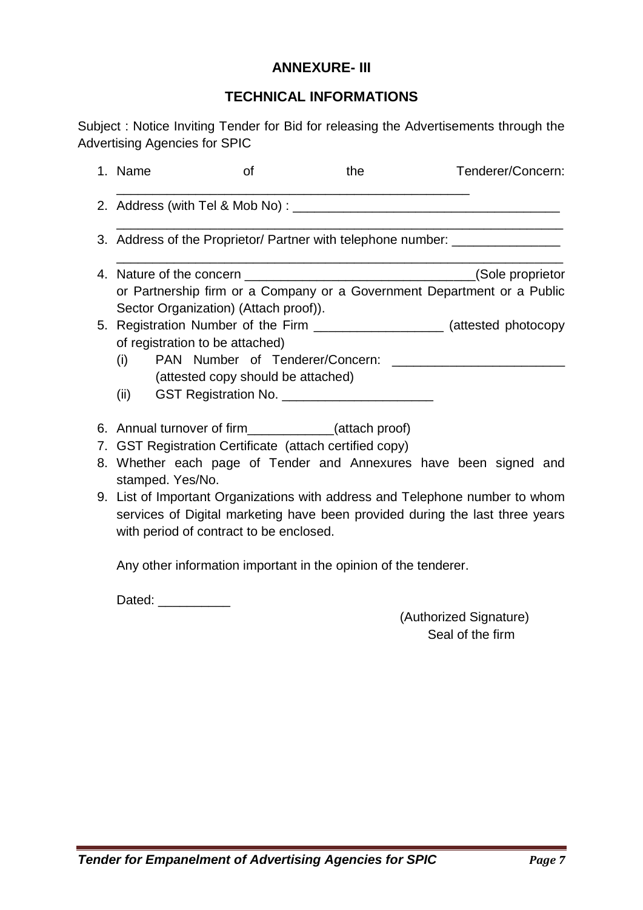## ANNEXURE- III

## TECHNICAL INFORMATIONS

Subject : Notice Inviting Tender for Bid for releasing the Advertisements through the Advertising Agencies for SPIC

1. Name of the Tenderer/Concern: ______________________________________________
2. Address (with Tel & Mob No) : ______________________________________
   ______________________________________________________________
3. Address of the Proprietor/ Partner with telephone number: _______________
   ______________________________________________________________
4. Nature of the concern ________________________________(Sole proprietor or Partnership firm or a Company or a Government Department or a Public Sector Organization) (Attach proof)).
5. Registration Number of the Firm _________________ (attested photocopy of registration to be attached)
   (i) PAN Number of Tenderer/Concern: _______________________ (attested copy should be attached)
   (ii) GST Registration No. ____________________
6. Annual turnover of firm___________(attach proof)
7. GST Registration Certificate (attach certified copy)
8. Whether each page of Tender and Annexures have been signed and stamped. Yes/No.
9. List of Important Organizations with address and Telephone number to whom services of Digital marketing have been provided during the last three years with period of contract to be enclosed.

Any other information important in the opinion of the tenderer.

Dated: __________

(Authorized Signature)
Seal of the firm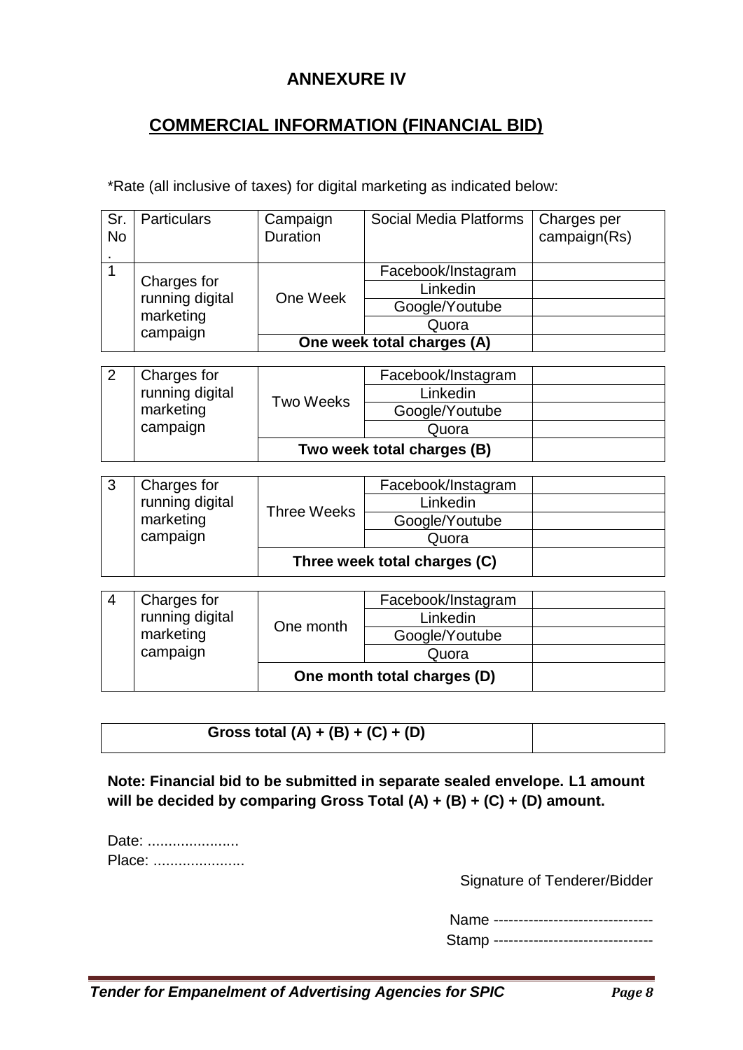## ANNEXURE IV

## COMMERCIAL INFORMATION (FINANCIAL BID)

*Rate (all inclusive of taxes) for digital marketing as indicated below:

| Sr. No. | Particulars | Campaign Duration | Social Media Platforms | Charges per campaign(Rs) |
|---|---|---|---|---|
| 1 | Charges for running digital marketing campaign | One Week | Facebook/Instagram | |
| | | | Linkedin | |
| | | | Google/Youtube | |
| | | | Quora | |
| | | **One week total charges (A)** | | |
| 2 | Charges for running digital marketing campaign | Two Weeks | Facebook/Instagram | |
| | | | Linkedin | |
| | | | Google/Youtube | |
| | | | Quora | |
| | | **Two week total charges (B)** | | |
| 3 | Charges for running digital marketing campaign | Three Weeks | Facebook/Instagram | |
| | | | Linkedin | |
| | | | Google/Youtube | |
| | | | Quora | |
| | | **Three week total charges (C)** | | |
| 4 | Charges for running digital marketing campaign | One month | Facebook/Instagram | |
| | | | Linkedin | |
| | | | Google/Youtube | |
| | | | Quora | |
| | | **One month total charges (D)** | | |

| | |
|---|---|
| **Gross total (A) + (B) + (C) + (D)** | |

**Note: Financial bid to be submitted in separate sealed envelope. L1 amount will be decided by comparing Gross Total (A) + (B) + (C) + (D) amount.**

Date: ......................

Place: ......................

Signature of Tenderer/Bidder

Name --------------------------------

Stamp --------------------------------